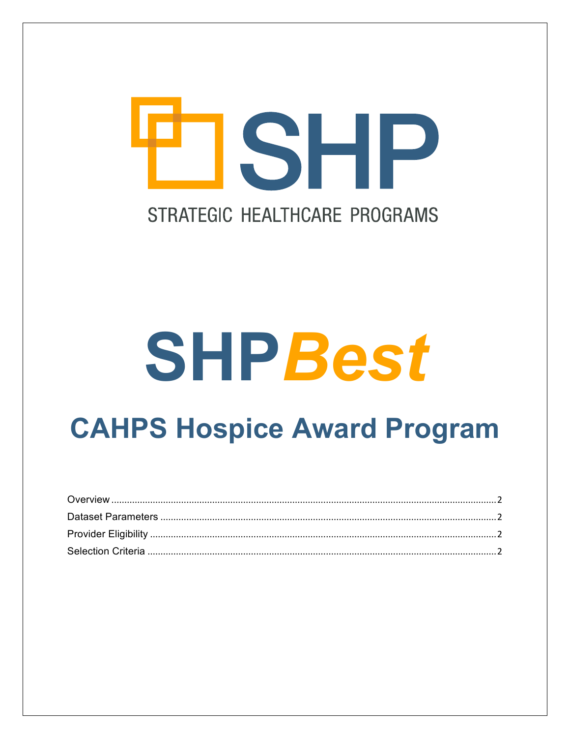# SHP

STRATEGIC HEALTHCARE PROGRAMS

# SHP*Best*

## CAHPS Hospice Award Program

Overview .................................................................................................................................2
Dataset Parameters ................................................................................................................2
Provider Eligibility ...................................................................................................................2
Selection Criteria ....................................................................................................................2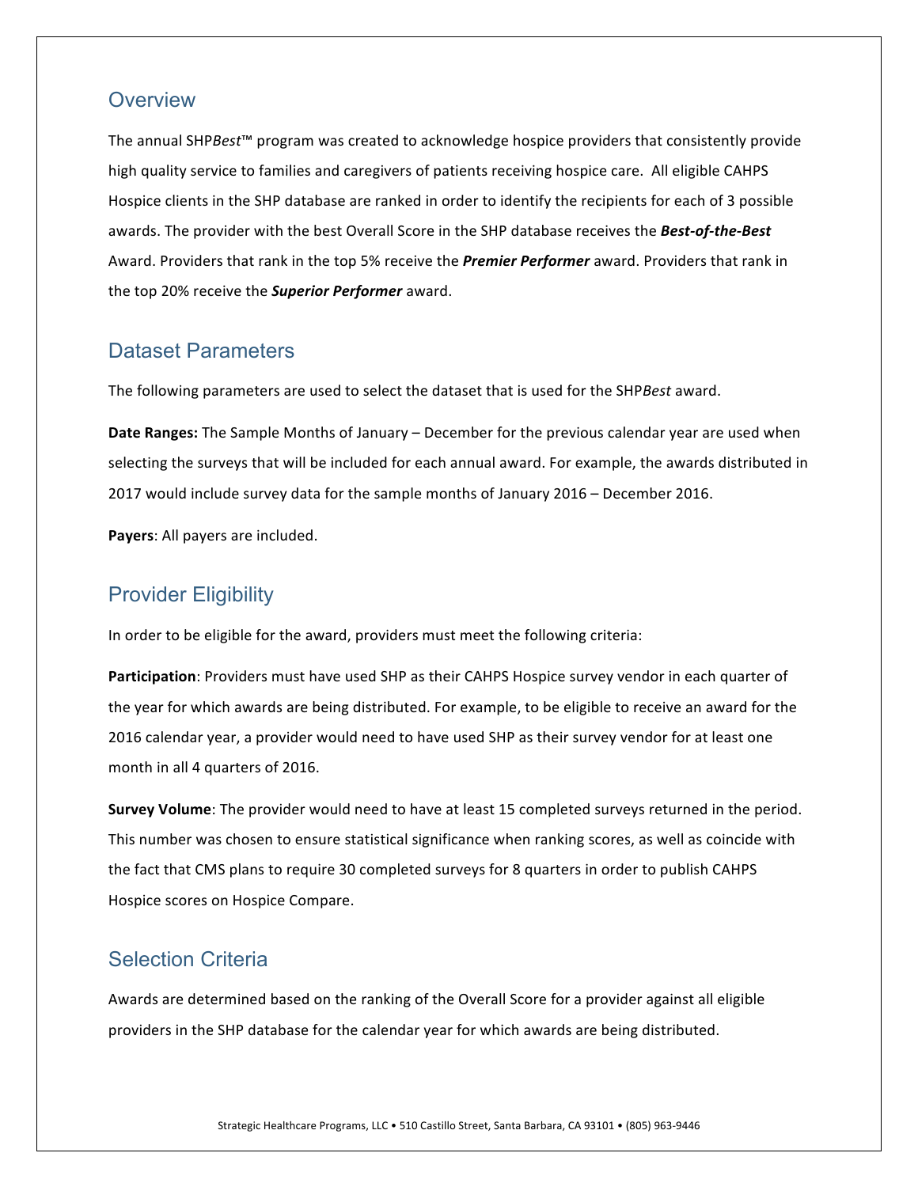## Overview

The annual SHP*Best*™ program was created to acknowledge hospice providers that consistently provide high quality service to families and caregivers of patients receiving hospice care. All eligible CAHPS Hospice clients in the SHP database are ranked in order to identify the recipients for each of 3 possible awards. The provider with the best Overall Score in the SHP database receives the ***Best-of-the-Best*** Award. Providers that rank in the top 5% receive the ***Premier Performer*** award. Providers that rank in the top 20% receive the ***Superior Performer*** award.

## Dataset Parameters

The following parameters are used to select the dataset that is used for the SHP*Best* award.

**Date Ranges:** The Sample Months of January – December for the previous calendar year are used when selecting the surveys that will be included for each annual award. For example, the awards distributed in 2017 would include survey data for the sample months of January 2016 – December 2016.

**Payers**: All payers are included.

## Provider Eligibility

In order to be eligible for the award, providers must meet the following criteria:

**Participation**: Providers must have used SHP as their CAHPS Hospice survey vendor in each quarter of the year for which awards are being distributed. For example, to be eligible to receive an award for the 2016 calendar year, a provider would need to have used SHP as their survey vendor for at least one month in all 4 quarters of 2016.

**Survey Volume**: The provider would need to have at least 15 completed surveys returned in the period. This number was chosen to ensure statistical significance when ranking scores, as well as coincide with the fact that CMS plans to require 30 completed surveys for 8 quarters in order to publish CAHPS Hospice scores on Hospice Compare.

## Selection Criteria

Awards are determined based on the ranking of the Overall Score for a provider against all eligible providers in the SHP database for the calendar year for which awards are being distributed.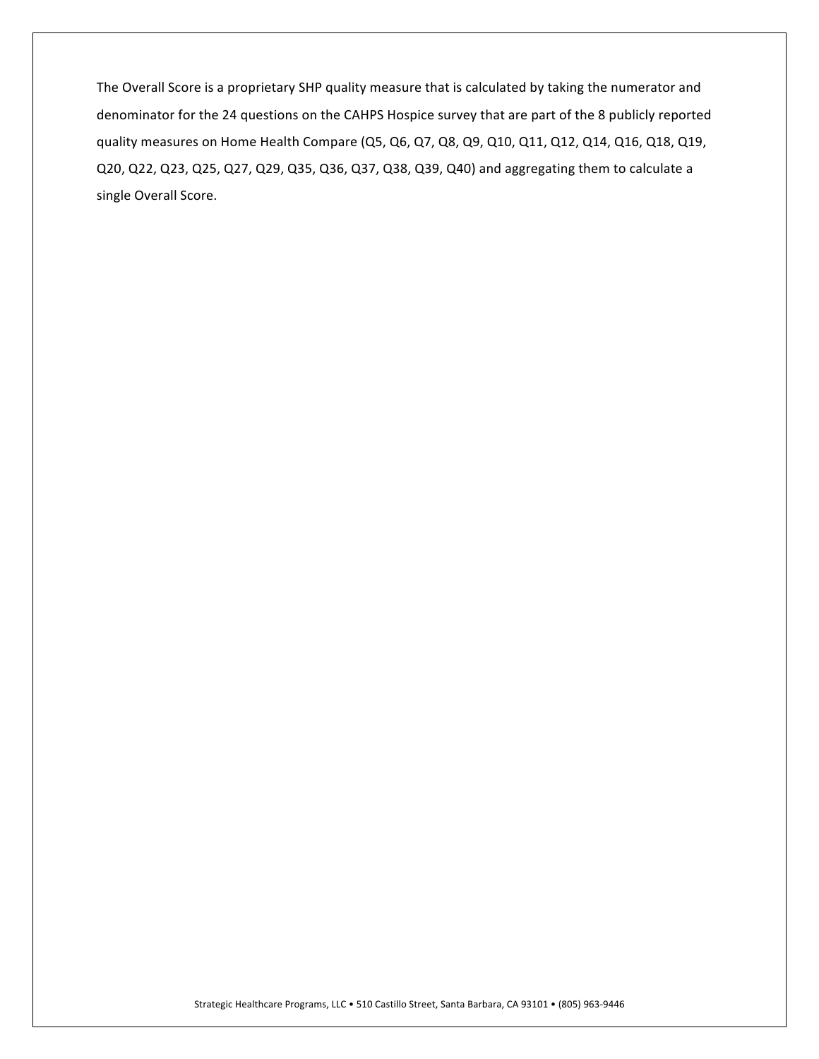The Overall Score is a proprietary SHP quality measure that is calculated by taking the numerator and denominator for the 24 questions on the CAHPS Hospice survey that are part of the 8 publicly reported quality measures on Home Health Compare (Q5, Q6, Q7, Q8, Q9, Q10, Q11, Q12, Q14, Q16, Q18, Q19, Q20, Q22, Q23, Q25, Q27, Q29, Q35, Q36, Q37, Q38, Q39, Q40) and aggregating them to calculate a single Overall Score.